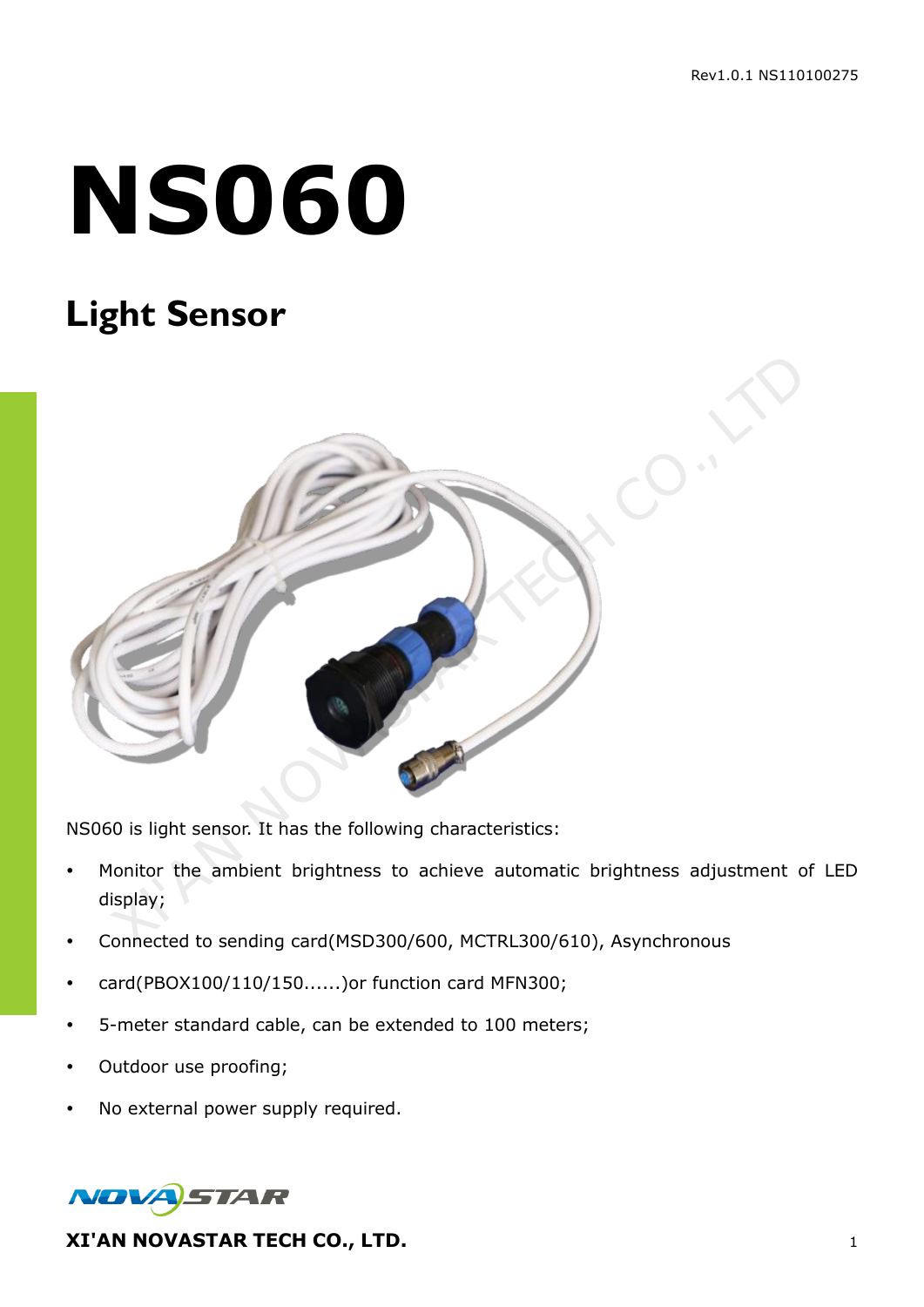# NS060

## Light Sensor

NS060 is light sensor. It has the following characteristics:

- Monitor the ambient brightness to achieve automatic brightness adjustment of LED display;
- Connected to sending card(MSD300/600, MCTRL300/610), Asynchronous
- card(PBOX100/110/150......)or function card MFN300;
- 5-meter standard cable, can be extended to 100 meters;
- Outdoor use proofing;
- No external power supply required.

**XI'AN NOVASTAR TECH CO., LTD.**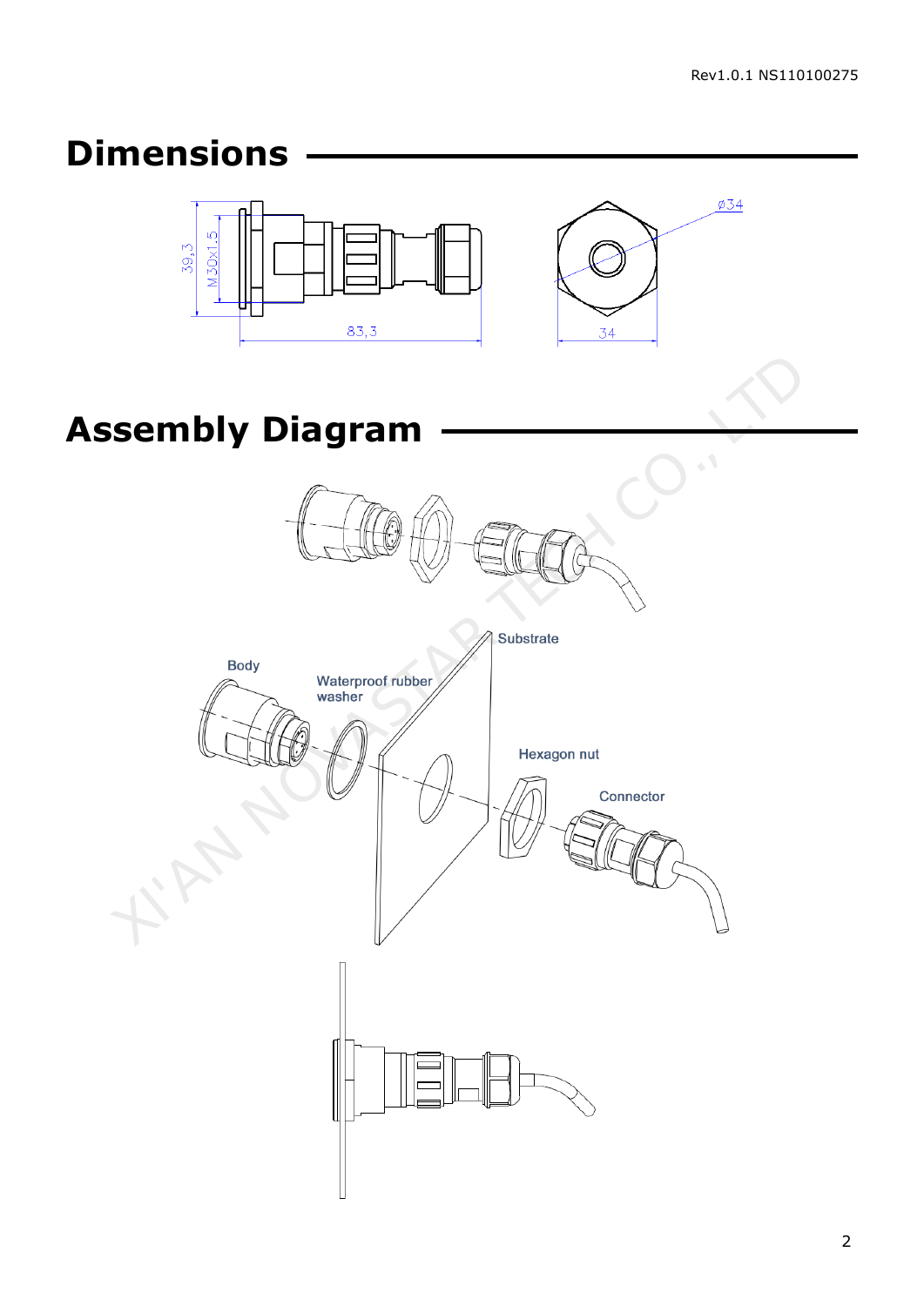## Dimensions

39,3

M30x1.5

83,3

Ø34

34

## Assembly Diagram

Substrate

Body

Waterproof rubber washer

Hexagon nut

Connector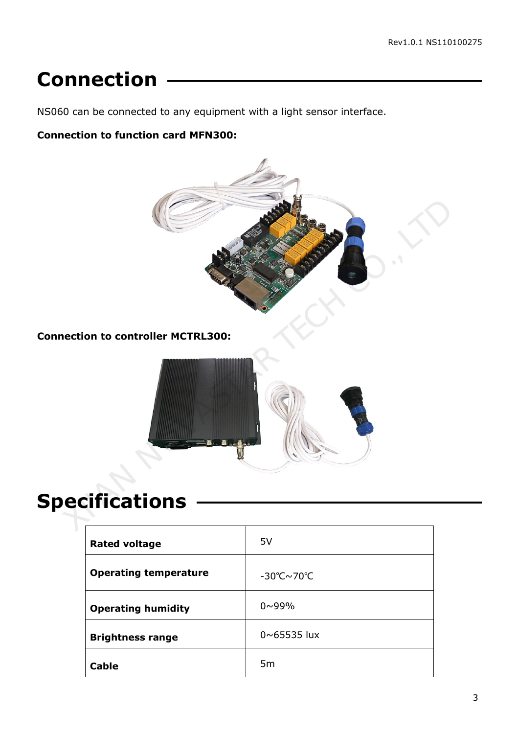# Connection

NS060 can be connected to any equipment with a light sensor interface.

**Connection to function card MFN300:**

**Connection to controller MCTRL300:**

# Specifications

| | |
|---|---|
| **Rated voltage** | 5V |
| **Operating temperature** | -30℃~70℃ |
| **Operating humidity** | 0~99% |
| **Brightness range** | 0~65535 lux |
| **Cable** | 5m |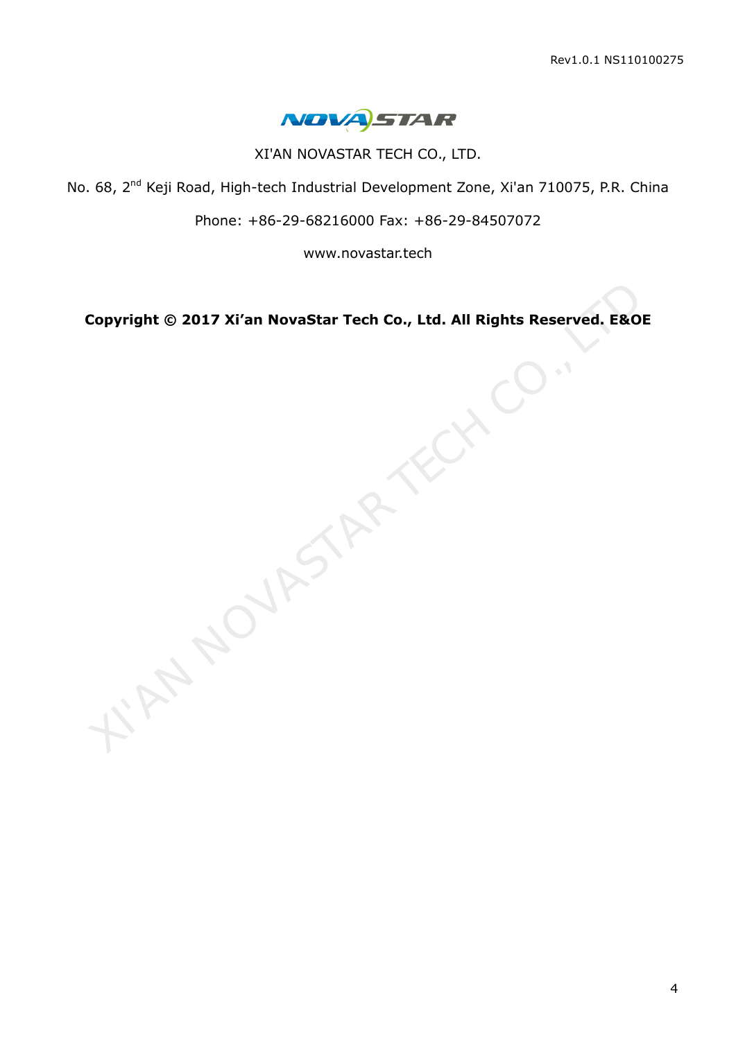Rev1.0.1 NS110100275

NOVASTAR

XI'AN NOVASTAR TECH CO., LTD.

No. 68, 2nd Keji Road, High-tech Industrial Development Zone, Xi'an 710075, P.R. China

Phone: +86-29-68216000 Fax: +86-29-84507072

www.novastar.tech

**Copyright © 2017 Xi'an NovaStar Tech Co., Ltd. All Rights Reserved. E&OE**